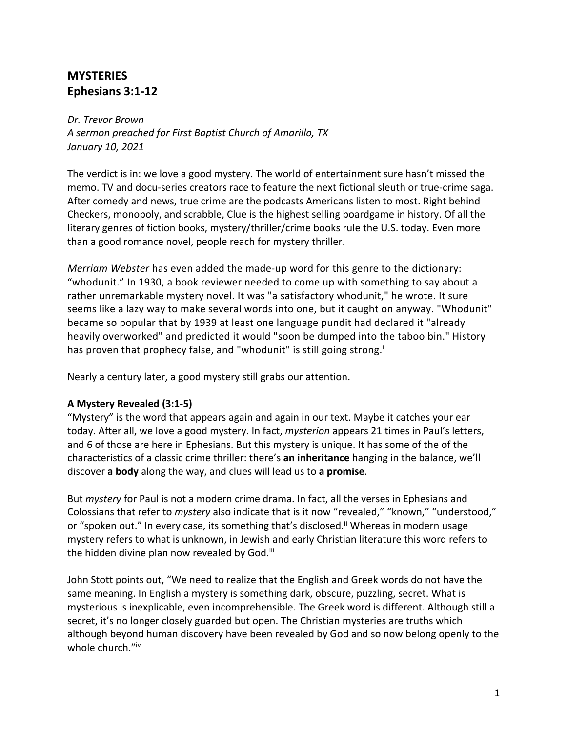# MYSTERIES
## Ephesians 3:1-12

*Dr. Trevor Brown*
*A sermon preached for First Baptist Church of Amarillo, TX*
*January 10, 2021*

The verdict is in: we love a good mystery. The world of entertainment sure hasn't missed the memo. TV and docu-series creators race to feature the next fictional sleuth or true-crime saga. After comedy and news, true crime are the podcasts Americans listen to most. Right behind Checkers, monopoly, and scrabble, Clue is the highest selling boardgame in history. Of all the literary genres of fiction books, mystery/thriller/crime books rule the U.S. today. Even more than a good romance novel, people reach for mystery thriller.

*Merriam Webster* has even added the made-up word for this genre to the dictionary: "whodunit." In 1930, a book reviewer needed to come up with something to say about a rather unremarkable mystery novel. It was "a satisfactory whodunit," he wrote. It sure seems like a lazy way to make several words into one, but it caught on anyway. "Whodunit" became so popular that by 1939 at least one language pundit had declared it "already heavily overworked" and predicted it would "soon be dumped into the taboo bin." History has proven that prophecy false, and "whodunit" is still going strong.[i]

Nearly a century later, a good mystery still grabs our attention.

### A Mystery Revealed (3:1-5)

"Mystery" is the word that appears again and again in our text. Maybe it catches your ear today. After all, we love a good mystery. In fact, *mysterion* appears 21 times in Paul's letters, and 6 of those are here in Ephesians. But this mystery is unique. It has some of the of the characteristics of a classic crime thriller: there's **an inheritance** hanging in the balance, we'll discover **a body** along the way, and clues will lead us to **a promise**.

But *mystery* for Paul is not a modern crime drama. In fact, all the verses in Ephesians and Colossians that refer to *mystery* also indicate that is it now "revealed," "known," "understood," or "spoken out." In every case, its something that's disclosed.[ii] Whereas in modern usage mystery refers to what is unknown, in Jewish and early Christian literature this word refers to the hidden divine plan now revealed by God.[iii]

John Stott points out, "We need to realize that the English and Greek words do not have the same meaning. In English a mystery is something dark, obscure, puzzling, secret. What is mysterious is inexplicable, even incomprehensible. The Greek word is different. Although still a secret, it's no longer closely guarded but open. The Christian mysteries are truths which although beyond human discovery have been revealed by God and so now belong openly to the whole church."[iv]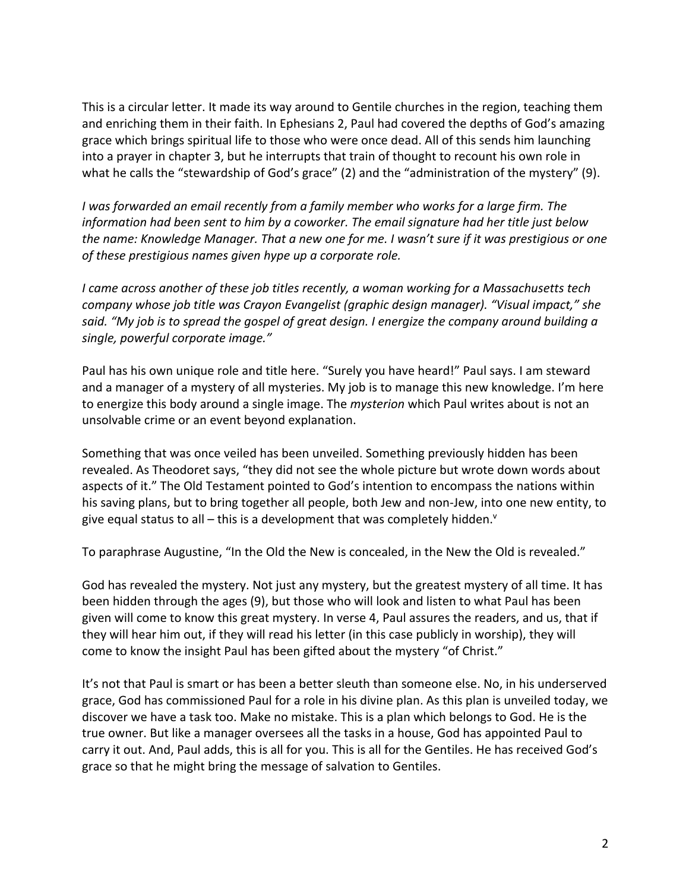This is a circular letter. It made its way around to Gentile churches in the region, teaching them and enriching them in their faith. In Ephesians 2, Paul had covered the depths of God's amazing grace which brings spiritual life to those who were once dead. All of this sends him launching into a prayer in chapter 3, but he interrupts that train of thought to recount his own role in what he calls the "stewardship of God's grace" (2) and the "administration of the mystery" (9).

*I was forwarded an email recently from a family member who works for a large firm. The information had been sent to him by a coworker. The email signature had her title just below the name: Knowledge Manager. That a new one for me. I wasn't sure if it was prestigious or one of these prestigious names given hype up a corporate role.*

*I came across another of these job titles recently, a woman working for a Massachusetts tech company whose job title was Crayon Evangelist (graphic design manager). "Visual impact," she said. "My job is to spread the gospel of great design. I energize the company around building a single, powerful corporate image."*

Paul has his own unique role and title here. "Surely you have heard!" Paul says. I am steward and a manager of a mystery of all mysteries. My job is to manage this new knowledge. I'm here to energize this body around a single image. The *mysterion* which Paul writes about is not an unsolvable crime or an event beyond explanation.

Something that was once veiled has been unveiled. Something previously hidden has been revealed. As Theodoret says, "they did not see the whole picture but wrote down words about aspects of it." The Old Testament pointed to God's intention to encompass the nations within his saving plans, but to bring together all people, both Jew and non-Jew, into one new entity, to give equal status to all – this is a development that was completely hidden.[v]

To paraphrase Augustine, "In the Old the New is concealed, in the New the Old is revealed."

God has revealed the mystery. Not just any mystery, but the greatest mystery of all time. It has been hidden through the ages (9), but those who will look and listen to what Paul has been given will come to know this great mystery. In verse 4, Paul assures the readers, and us, that if they will hear him out, if they will read his letter (in this case publicly in worship), they will come to know the insight Paul has been gifted about the mystery "of Christ."

It's not that Paul is smart or has been a better sleuth than someone else. No, in his underserved grace, God has commissioned Paul for a role in his divine plan. As this plan is unveiled today, we discover we have a task too. Make no mistake. This is a plan which belongs to God. He is the true owner. But like a manager oversees all the tasks in a house, God has appointed Paul to carry it out. And, Paul adds, this is all for you. This is all for the Gentiles. He has received God's grace so that he might bring the message of salvation to Gentiles.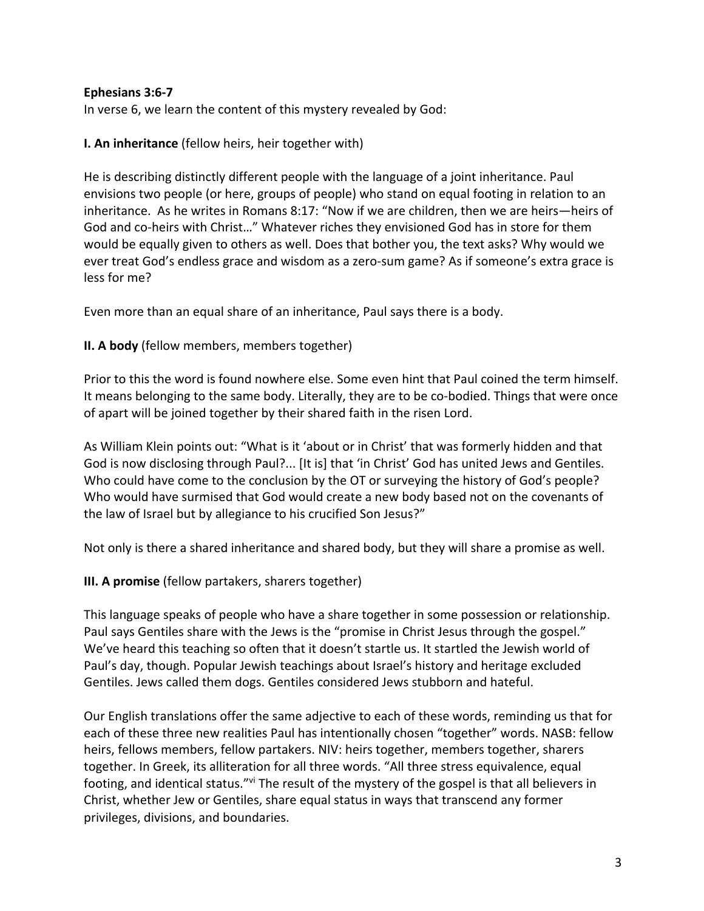**Ephesians 3:6-7**

In verse 6, we learn the content of this mystery revealed by God:

**I. An inheritance** (fellow heirs, heir together with)

He is describing distinctly different people with the language of a joint inheritance. Paul envisions two people (or here, groups of people) who stand on equal footing in relation to an inheritance. As he writes in Romans 8:17: "Now if we are children, then we are heirs—heirs of God and co-heirs with Christ…" Whatever riches they envisioned God has in store for them would be equally given to others as well. Does that bother you, the text asks? Why would we ever treat God's endless grace and wisdom as a zero-sum game? As if someone's extra grace is less for me?

Even more than an equal share of an inheritance, Paul says there is a body.

**II. A body** (fellow members, members together)

Prior to this the word is found nowhere else. Some even hint that Paul coined the term himself. It means belonging to the same body. Literally, they are to be co-bodied. Things that were once of apart will be joined together by their shared faith in the risen Lord.

As William Klein points out: "What is it 'about or in Christ' that was formerly hidden and that God is now disclosing through Paul?... [It is] that 'in Christ' God has united Jews and Gentiles. Who could have come to the conclusion by the OT or surveying the history of God's people? Who would have surmised that God would create a new body based not on the covenants of the law of Israel but by allegiance to his crucified Son Jesus?"

Not only is there a shared inheritance and shared body, but they will share a promise as well.

**III. A promise** (fellow partakers, sharers together)

This language speaks of people who have a share together in some possession or relationship. Paul says Gentiles share with the Jews is the "promise in Christ Jesus through the gospel." We've heard this teaching so often that it doesn't startle us. It startled the Jewish world of Paul's day, though. Popular Jewish teachings about Israel's history and heritage excluded Gentiles. Jews called them dogs. Gentiles considered Jews stubborn and hateful.

Our English translations offer the same adjective to each of these words, reminding us that for each of these three new realities Paul has intentionally chosen "together" words. NASB: fellow heirs, fellows members, fellow partakers. NIV: heirs together, members together, sharers together. In Greek, its alliteration for all three words. "All three stress equivalence, equal footing, and identical status."[vi] The result of the mystery of the gospel is that all believers in Christ, whether Jew or Gentiles, share equal status in ways that transcend any former privileges, divisions, and boundaries.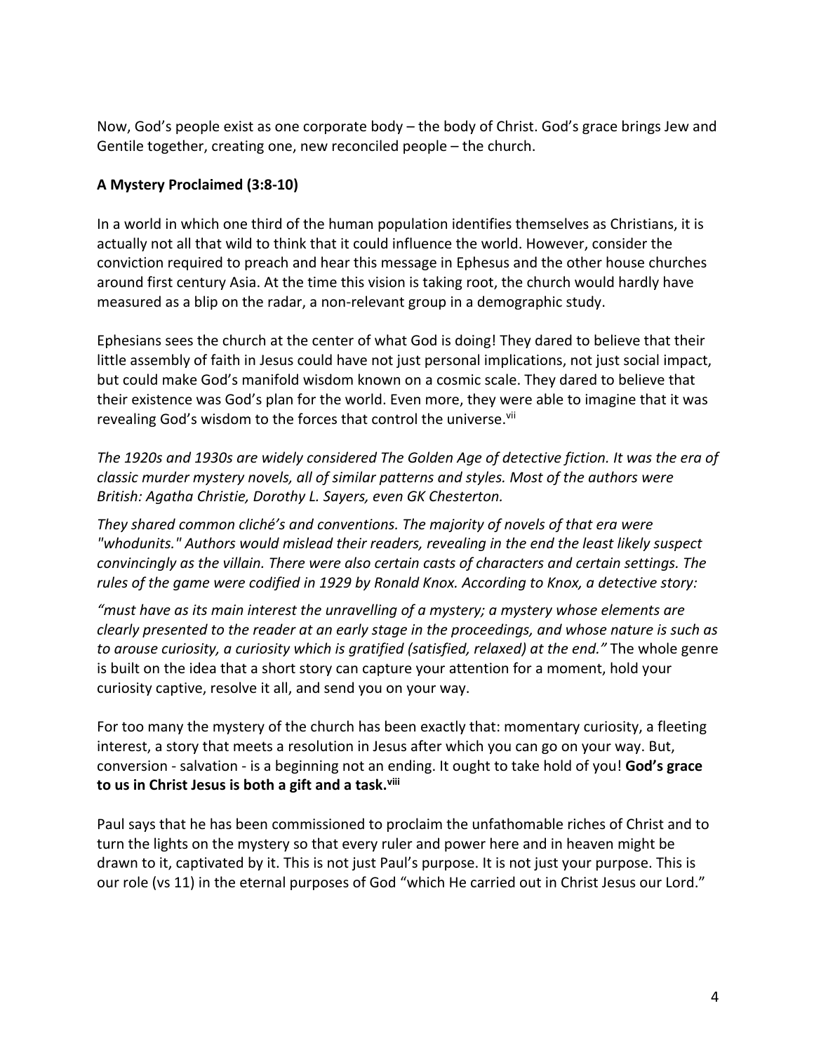Now, God's people exist as one corporate body – the body of Christ. God's grace brings Jew and Gentile together, creating one, new reconciled people – the church.

**A Mystery Proclaimed (3:8-10)**

In a world in which one third of the human population identifies themselves as Christians, it is actually not all that wild to think that it could influence the world. However, consider the conviction required to preach and hear this message in Ephesus and the other house churches around first century Asia. At the time this vision is taking root, the church would hardly have measured as a blip on the radar, a non-relevant group in a demographic study.

Ephesians sees the church at the center of what God is doing! They dared to believe that their little assembly of faith in Jesus could have not just personal implications, not just social impact, but could make God's manifold wisdom known on a cosmic scale. They dared to believe that their existence was God's plan for the world. Even more, they were able to imagine that it was revealing God's wisdom to the forces that control the universe.[vii]

*The 1920s and 1930s are widely considered The Golden Age of detective fiction. It was the era of classic murder mystery novels, all of similar patterns and styles. Most of the authors were British: Agatha Christie, Dorothy L. Sayers, even GK Chesterton.*

*They shared common cliché's and conventions. The majority of novels of that era were "whodunits." Authors would mislead their readers, revealing in the end the least likely suspect convincingly as the villain. There were also certain casts of characters and certain settings. The rules of the game were codified in 1929 by Ronald Knox. According to Knox, a detective story:*

*"must have as its main interest the unravelling of a mystery; a mystery whose elements are clearly presented to the reader at an early stage in the proceedings, and whose nature is such as to arouse curiosity, a curiosity which is gratified (satisfied, relaxed) at the end."* The whole genre is built on the idea that a short story can capture your attention for a moment, hold your curiosity captive, resolve it all, and send you on your way.

For too many the mystery of the church has been exactly that: momentary curiosity, a fleeting interest, a story that meets a resolution in Jesus after which you can go on your way. But, conversion - salvation - is a beginning not an ending. It ought to take hold of you! **God's grace to us in Christ Jesus is both a gift and a task.**[viii]

Paul says that he has been commissioned to proclaim the unfathomable riches of Christ and to turn the lights on the mystery so that every ruler and power here and in heaven might be drawn to it, captivated by it. This is not just Paul's purpose. It is not just your purpose. This is our role (vs 11) in the eternal purposes of God "which He carried out in Christ Jesus our Lord."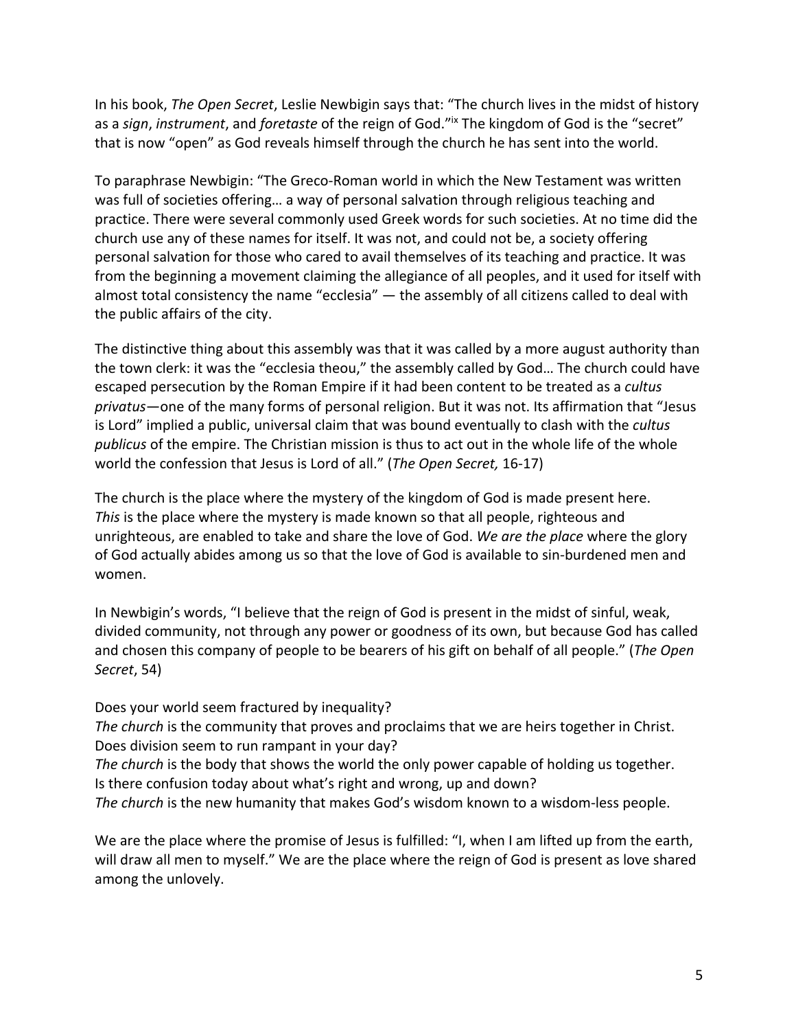In his book, *The Open Secret*, Leslie Newbigin says that: "The church lives in the midst of history as a *sign*, *instrument*, and *foretaste* of the reign of God."[ix] The kingdom of God is the "secret" that is now "open" as God reveals himself through the church he has sent into the world.

To paraphrase Newbigin: "The Greco-Roman world in which the New Testament was written was full of societies offering… a way of personal salvation through religious teaching and practice. There were several commonly used Greek words for such societies. At no time did the church use any of these names for itself. It was not, and could not be, a society offering personal salvation for those who cared to avail themselves of its teaching and practice. It was from the beginning a movement claiming the allegiance of all peoples, and it used for itself with almost total consistency the name "ecclesia" — the assembly of all citizens called to deal with the public affairs of the city.

The distinctive thing about this assembly was that it was called by a more august authority than the town clerk: it was the "ecclesia theou," the assembly called by God… The church could have escaped persecution by the Roman Empire if it had been content to be treated as a *cultus privatus*—one of the many forms of personal religion. But it was not. Its affirmation that "Jesus is Lord" implied a public, universal claim that was bound eventually to clash with the *cultus publicus* of the empire. The Christian mission is thus to act out in the whole life of the whole world the confession that Jesus is Lord of all." (*The Open Secret,* 16-17)

The church is the place where the mystery of the kingdom of God is made present here. *This* is the place where the mystery is made known so that all people, righteous and unrighteous, are enabled to take and share the love of God. *We are the place* where the glory of God actually abides among us so that the love of God is available to sin-burdened men and women.

In Newbigin's words, "I believe that the reign of God is present in the midst of sinful, weak, divided community, not through any power or goodness of its own, but because God has called and chosen this company of people to be bearers of his gift on behalf of all people." (*The Open Secret*, 54)

Does your world seem fractured by inequality?
*The church* is the community that proves and proclaims that we are heirs together in Christ.
Does division seem to run rampant in your day?
*The church* is the body that shows the world the only power capable of holding us together.
Is there confusion today about what's right and wrong, up and down?
*The church* is the new humanity that makes God's wisdom known to a wisdom-less people.

We are the place where the promise of Jesus is fulfilled: "I, when I am lifted up from the earth, will draw all men to myself." We are the place where the reign of God is present as love shared among the unlovely.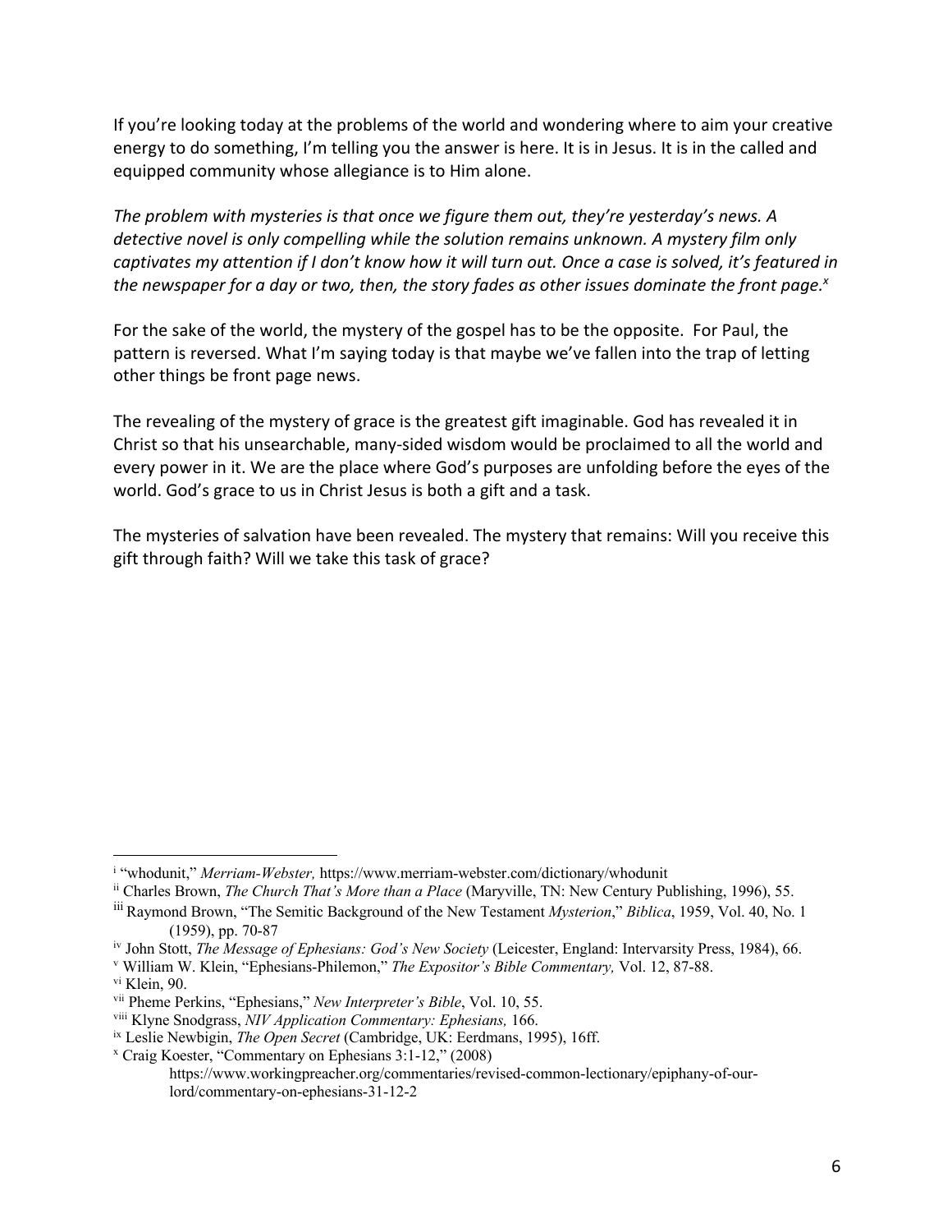If you're looking today at the problems of the world and wondering where to aim your creative energy to do something, I'm telling you the answer is here. It is in Jesus. It is in the called and equipped community whose allegiance is to Him alone.

*The problem with mysteries is that once we figure them out, they're yesterday's news. A detective novel is only compelling while the solution remains unknown. A mystery film only captivates my attention if I don't know how it will turn out. Once a case is solved, it's featured in the newspaper for a day or two, then, the story fades as other issues dominate the front page.*[x]

For the sake of the world, the mystery of the gospel has to be the opposite. For Paul, the pattern is reversed. What I'm saying today is that maybe we've fallen into the trap of letting other things be front page news.

The revealing of the mystery of grace is the greatest gift imaginable. God has revealed it in Christ so that his unsearchable, many-sided wisdom would be proclaimed to all the world and every power in it. We are the place where God's purposes are unfolding before the eyes of the world. God's grace to us in Christ Jesus is both a gift and a task.

The mysteries of salvation have been revealed. The mystery that remains: Will you receive this gift through faith? Will we take this task of grace?

---

[i] "whodunit," *Merriam-Webster,* https://www.merriam-webster.com/dictionary/whodunit

[ii] Charles Brown, *The Church That's More than a Place* (Maryville, TN: New Century Publishing, 1996), 55.

[iii] Raymond Brown, "The Semitic Background of the New Testament *Mysterion*," *Biblica*, 1959, Vol. 40, No. 1 (1959), pp. 70-87

[iv] John Stott, *The Message of Ephesians: God's New Society* (Leicester, England: Intervarsity Press, 1984), 66.

[v] William W. Klein, "Ephesians-Philemon," *The Expositor's Bible Commentary,* Vol. 12, 87-88.

[vi] Klein, 90.

[vii] Pheme Perkins, "Ephesians," *New Interpreter's Bible*, Vol. 10, 55.

[viii] Klyne Snodgrass, *NIV Application Commentary: Ephesians,* 166.

[ix] Leslie Newbigin, *The Open Secret* (Cambridge, UK: Eerdmans, 1995), 16ff.

[x] Craig Koester, "Commentary on Ephesians 3:1-12," (2008) https://www.workingpreacher.org/commentaries/revised-common-lectionary/epiphany-of-our-lord/commentary-on-ephesians-31-12-2